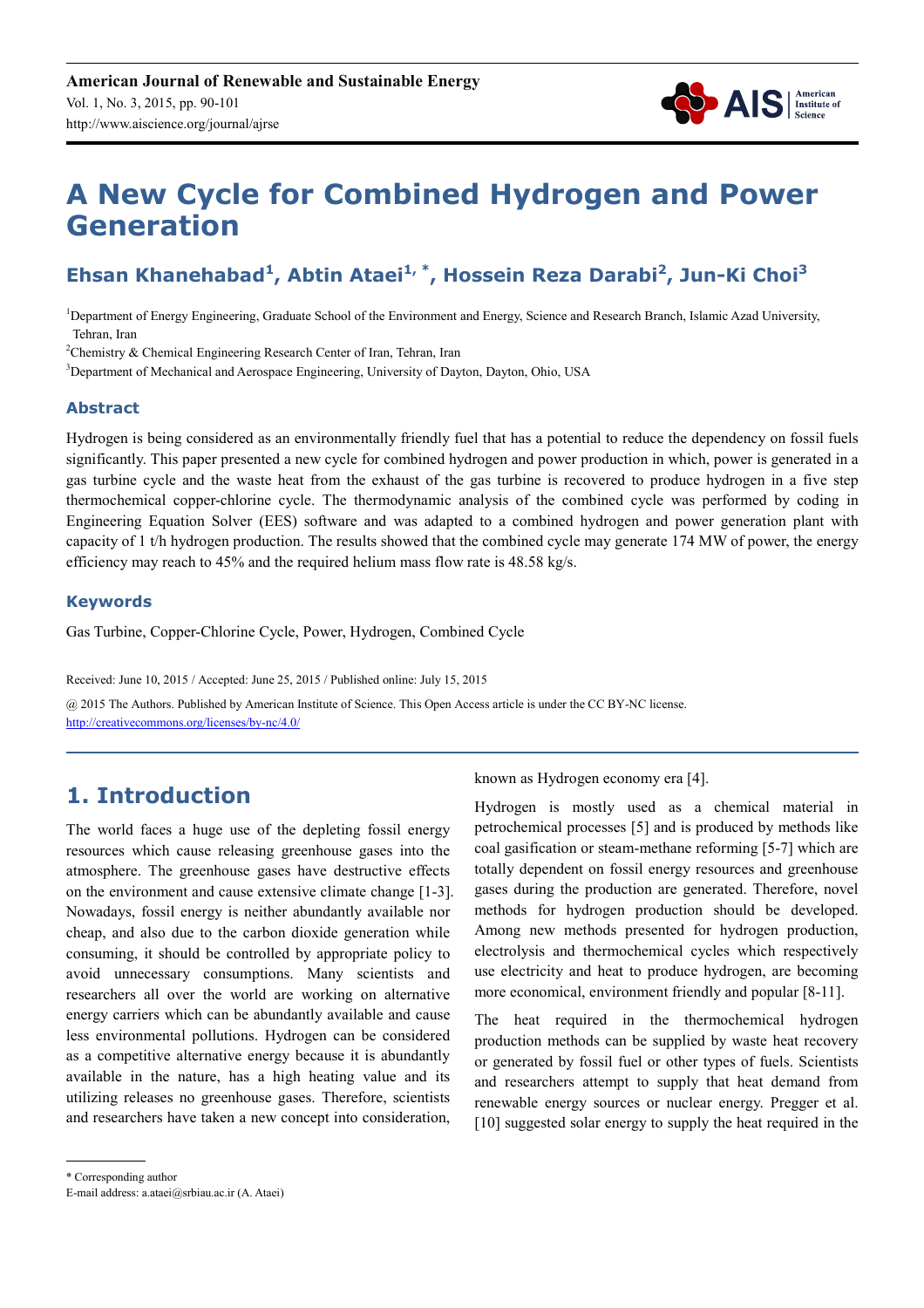# A New Cycle for Combined Hydrogen and Power Generation

## Ehsan Khanehabad[1], Abtin Ataei[1, *], Hossein Reza Darabi[2], Jun-Ki Choi[3]

[1]Department of Energy Engineering, Graduate School of the Environment and Energy, Science and Research Branch, Islamic Azad University, Tehran, Iran

[2]Chemistry & Chemical Engineering Research Center of Iran, Tehran, Iran

[3]Department of Mechanical and Aerospace Engineering, University of Dayton, Dayton, Ohio, USA

### Abstract

Hydrogen is being considered as an environmentally friendly fuel that has a potential to reduce the dependency on fossil fuels significantly. This paper presented a new cycle for combined hydrogen and power production in which, power is generated in a gas turbine cycle and the waste heat from the exhaust of the gas turbine is recovered to produce hydrogen in a five step thermochemical copper-chlorine cycle. The thermodynamic analysis of the combined cycle was performed by coding in Engineering Equation Solver (EES) software and was adapted to a combined hydrogen and power generation plant with capacity of 1 t/h hydrogen production. The results showed that the combined cycle may generate 174 MW of power, the energy efficiency may reach to 45% and the required helium mass flow rate is 48.58 kg/s.

### Keywords

Gas Turbine, Copper-Chlorine Cycle, Power, Hydrogen, Combined Cycle

Received: June 10, 2015 / Accepted: June 25, 2015 / Published online: July 15, 2015

@ 2015 The Authors. Published by American Institute of Science. This Open Access article is under the CC BY-NC license. http://creativecommons.org/licenses/by-nc/4.0/

## 1. Introduction

The world faces a huge use of the depleting fossil energy resources which cause releasing greenhouse gases into the atmosphere. The greenhouse gases have destructive effects on the environment and cause extensive climate change [1-3]. Nowadays, fossil energy is neither abundantly available nor cheap, and also due to the carbon dioxide generation while consuming, it should be controlled by appropriate policy to avoid unnecessary consumptions. Many scientists and researchers all over the world are working on alternative energy carriers which can be abundantly available and cause less environmental pollutions. Hydrogen can be considered as a competitive alternative energy because it is abundantly available in the nature, has a high heating value and its utilizing releases no greenhouse gases. Therefore, scientists and researchers have taken a new concept into consideration, known as Hydrogen economy era [4].

Hydrogen is mostly used as a chemical material in petrochemical processes [5] and is produced by methods like coal gasification or steam-methane reforming [5-7] which are totally dependent on fossil energy resources and greenhouse gases during the production are generated. Therefore, novel methods for hydrogen production should be developed. Among new methods presented for hydrogen production, electrolysis and thermochemical cycles which respectively use electricity and heat to produce hydrogen, are becoming more economical, environment friendly and popular [8-11].

The heat required in the thermochemical hydrogen production methods can be supplied by waste heat recovery or generated by fossil fuel or other types of fuels. Scientists and researchers attempt to supply that heat demand from renewable energy sources or nuclear energy. Pregger et al. [10] suggested solar energy to supply the heat required in the

\* Corresponding author
E-mail address: a.ataei@srbiau.ac.ir (A. Ataei)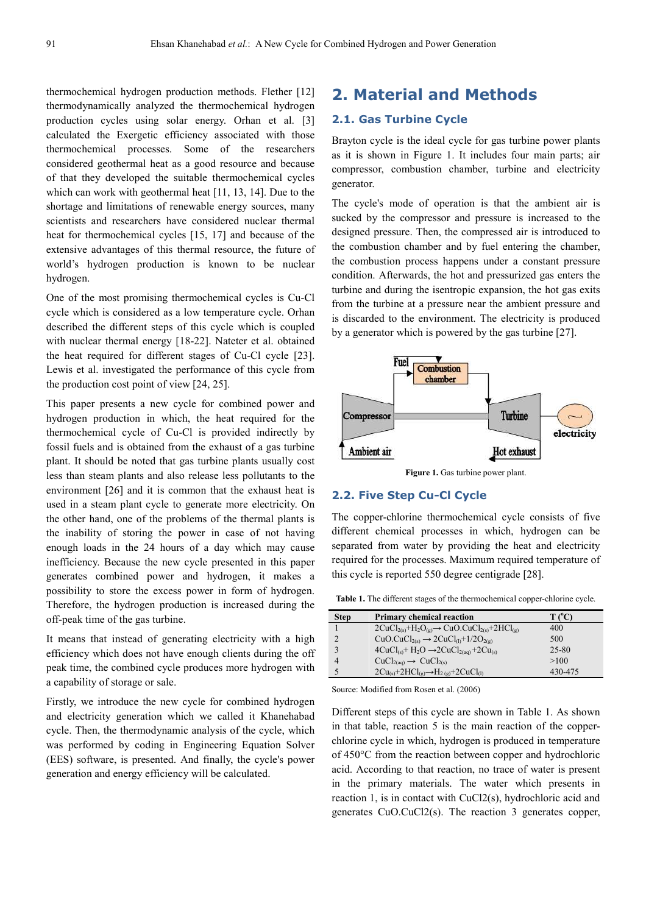thermochemical hydrogen production methods. Flether [12] thermodynamically analyzed the thermochemical hydrogen production cycles using solar energy. Orhan et al. [3] calculated the Exergetic efficiency associated with those thermochemical processes. Some of the researchers considered geothermal heat as a good resource and because of that they developed the suitable thermochemical cycles which can work with geothermal heat [11, 13, 14]. Due to the shortage and limitations of renewable energy sources, many scientists and researchers have considered nuclear thermal heat for thermochemical cycles [15, 17] and because of the extensive advantages of this thermal resource, the future of world's hydrogen production is known to be nuclear hydrogen.

One of the most promising thermochemical cycles is Cu-Cl cycle which is considered as a low temperature cycle. Orhan described the different steps of this cycle which is coupled with nuclear thermal energy [18-22]. Nateter et al. obtained the heat required for different stages of Cu-Cl cycle [23]. Lewis et al. investigated the performance of this cycle from the production cost point of view [24, 25].

This paper presents a new cycle for combined power and hydrogen production in which, the heat required for the thermochemical cycle of Cu-Cl is provided indirectly by fossil fuels and is obtained from the exhaust of a gas turbine plant. It should be noted that gas turbine plants usually cost less than steam plants and also release less pollutants to the environment [26] and it is common that the exhaust heat is used in a steam plant cycle to generate more electricity. On the other hand, one of the problems of the thermal plants is the inability of storing the power in case of not having enough loads in the 24 hours of a day which may cause inefficiency. Because the new cycle presented in this paper generates combined power and hydrogen, it makes a possibility to store the excess power in form of hydrogen. Therefore, the hydrogen production is increased during the off-peak time of the gas turbine.

It means that instead of generating electricity with a high efficiency which does not have enough clients during the off peak time, the combined cycle produces more hydrogen with a capability of storage or sale.

Firstly, we introduce the new cycle for combined hydrogen and electricity generation which we called it Khanehabad cycle. Then, the thermodynamic analysis of the cycle, which was performed by coding in Engineering Equation Solver (EES) software, is presented. And finally, the cycle's power generation and energy efficiency will be calculated.

# 2. Material and Methods

## 2.1. Gas Turbine Cycle

Brayton cycle is the ideal cycle for gas turbine power plants as it is shown in Figure 1. It includes four main parts; air compressor, combustion chamber, turbine and electricity generator.

The cycle's mode of operation is that the ambient air is sucked by the compressor and pressure is increased to the designed pressure. Then, the compressed air is introduced to the combustion chamber and by fuel entering the chamber, the combustion process happens under a constant pressure condition. Afterwards, the hot and pressurized gas enters the turbine and during the isentropic expansion, the hot gas exits from the turbine at a pressure near the ambient pressure and is discarded to the environment. The electricity is produced by a generator which is powered by the gas turbine [27].

Fuel — Combustion chamber — Compressor — Turbine — electricity — Ambient air — Hot exhaust

**Figure 1.** Gas turbine power plant.

## 2.2. Five Step Cu-Cl Cycle

The copper-chlorine thermochemical cycle consists of five different chemical processes in which, hydrogen can be separated from water by providing the heat and electricity required for the processes. Maximum required temperature of this cycle is reported 550 degree centigrade [28].

**Table 1.** The different stages of the thermochemical copper-chlorine cycle.

| Step | Primary chemical reaction | T (°C) |
|---|---|---|
| 1 | $2CuCl_{2(s)}+H_2O_{(g)} \rightarrow CuO.CuCl_{2(s)}+2HCl_{(g)}$ | 400 |
| 2 | $CuO.CuCl_{2(s)} \rightarrow 2CuCl_{(l)}+1/2O_{2(g)}$ | 500 |
| 3 | $4CuCl_{(s)}+H_2O \rightarrow 2CuCl_{2(aq)}+2Cu_{(s)}$ | 25-80 |
| 4 | $CuCl_{2(aq)} \rightarrow CuCl_{2(s)}$ | >100 |
| 5 | $2Cu_{(s)}+2HCl_{(g)} \rightarrow H_{2(g)}+2CuCl_{(l)}$ | 430-475 |

Source: Modified from Rosen et al. (2006)

Different steps of this cycle are shown in Table 1. As shown in that table, reaction 5 is the main reaction of the copper-chlorine cycle in which, hydrogen is produced in temperature of 450°C from the reaction between copper and hydrochloric acid. According to that reaction, no trace of water is present in the primary materials. The water which presents in reaction 1, is in contact with CuCl2(s), hydrochloric acid and generates CuO.CuCl2(s). The reaction 3 generates copper,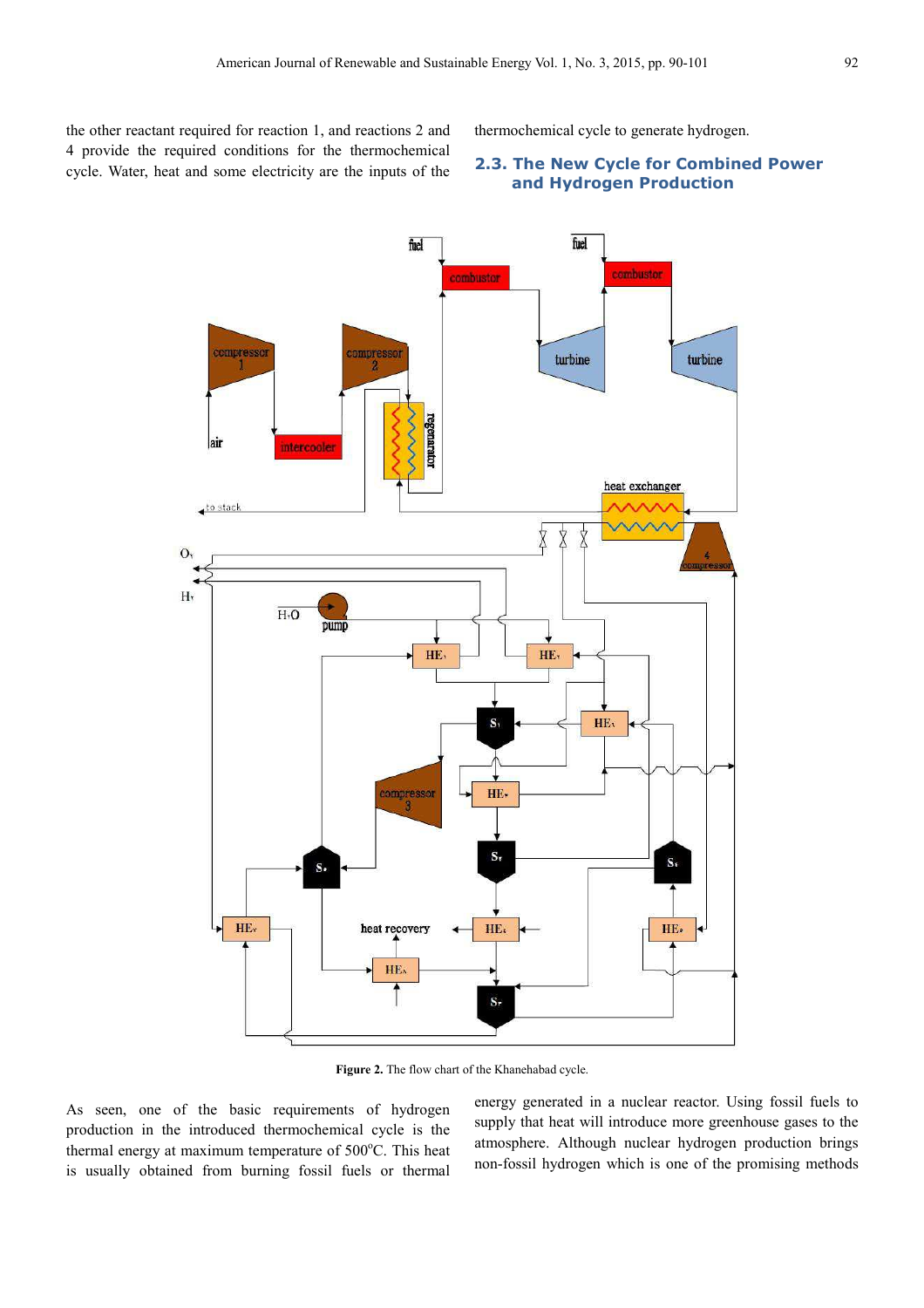the other reactant required for reaction 1, and reactions 2 and 4 provide the required conditions for the thermochemical cycle. Water, heat and some electricity are the inputs of the thermochemical cycle to generate hydrogen.

### 2.3. The New Cycle for Combined Power and Hydrogen Production

**Figure 2.** The flow chart of the Khanehabad cycle.

As seen, one of the basic requirements of hydrogen production in the introduced thermochemical cycle is the thermal energy at maximum temperature of 500°C. This heat is usually obtained from burning fossil fuels or thermal energy generated in a nuclear reactor. Using fossil fuels to supply that heat will introduce more greenhouse gases to the atmosphere. Although nuclear hydrogen production brings non-fossil hydrogen which is one of the promising methods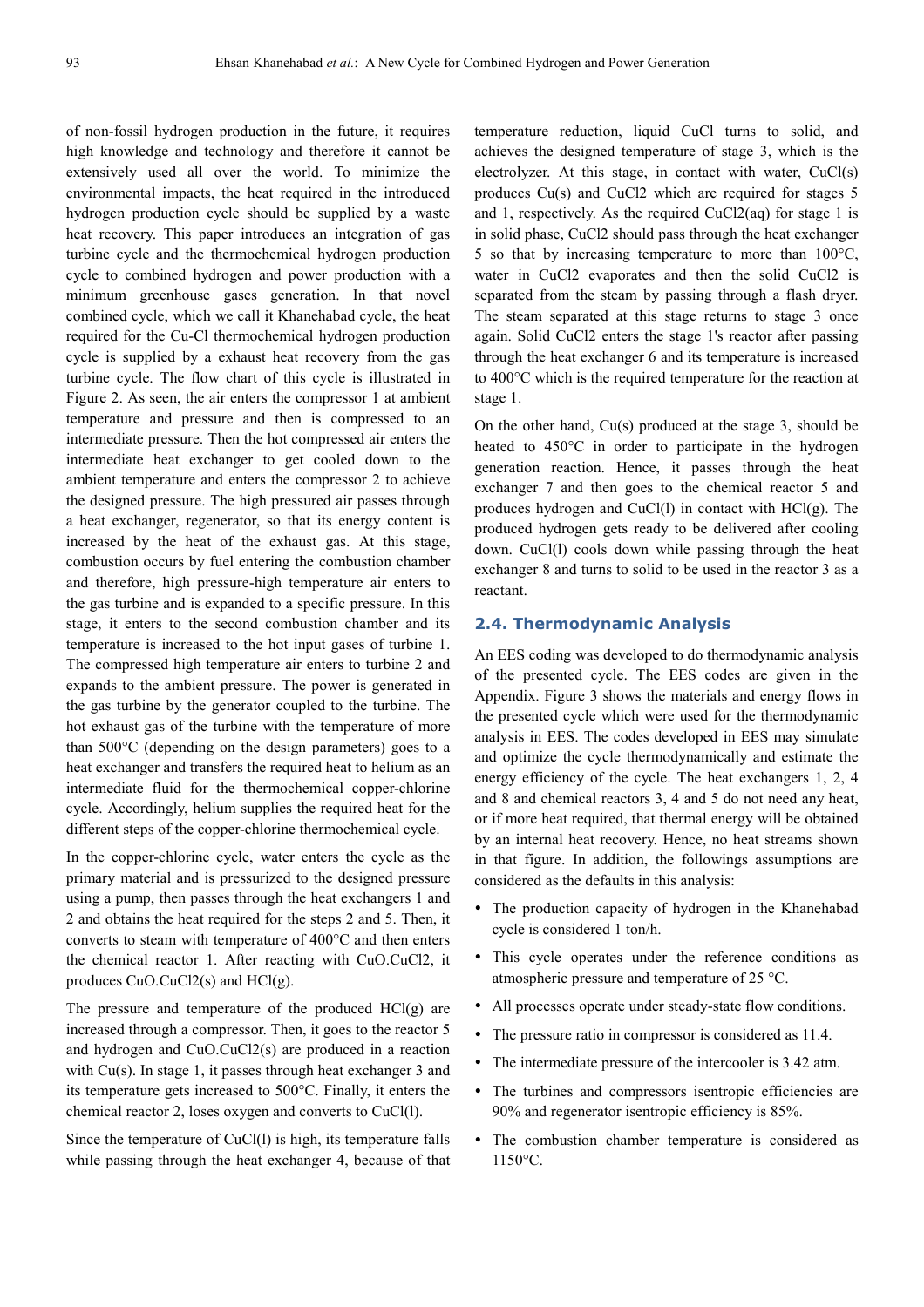of non-fossil hydrogen production in the future, it requires high knowledge and technology and therefore it cannot be extensively used all over the world. To minimize the environmental impacts, the heat required in the introduced hydrogen production cycle should be supplied by a waste heat recovery. This paper introduces an integration of gas turbine cycle and the thermochemical hydrogen production cycle to combined hydrogen and power production with a minimum greenhouse gases generation. In that novel combined cycle, which we call it Khanehabad cycle, the heat required for the Cu-Cl thermochemical hydrogen production cycle is supplied by a exhaust heat recovery from the gas turbine cycle. The flow chart of this cycle is illustrated in Figure 2. As seen, the air enters the compressor 1 at ambient temperature and pressure and then is compressed to an intermediate pressure. Then the hot compressed air enters the intermediate heat exchanger to get cooled down to the ambient temperature and enters the compressor 2 to achieve the designed pressure. The high pressured air passes through a heat exchanger, regenerator, so that its energy content is increased by the heat of the exhaust gas. At this stage, combustion occurs by fuel entering the combustion chamber and therefore, high pressure-high temperature air enters to the gas turbine and is expanded to a specific pressure. In this stage, it enters to the second combustion chamber and its temperature is increased to the hot input gases of turbine 1. The compressed high temperature air enters to turbine 2 and expands to the ambient pressure. The power is generated in the gas turbine by the generator coupled to the turbine. The hot exhaust gas of the turbine with the temperature of more than 500°C (depending on the design parameters) goes to a heat exchanger and transfers the required heat to helium as an intermediate fluid for the thermochemical copper-chlorine cycle. Accordingly, helium supplies the required heat for the different steps of the copper-chlorine thermochemical cycle.

In the copper-chlorine cycle, water enters the cycle as the primary material and is pressurized to the designed pressure using a pump, then passes through the heat exchangers 1 and 2 and obtains the heat required for the steps 2 and 5. Then, it converts to steam with temperature of 400°C and then enters the chemical reactor 1. After reacting with CuO.CuCl2, it produces CuO.CuCl2(s) and HCl(g).

The pressure and temperature of the produced HCl(g) are increased through a compressor. Then, it goes to the reactor 5 and hydrogen and CuO.CuCl2(s) are produced in a reaction with Cu(s). In stage 1, it passes through heat exchanger 3 and its temperature gets increased to 500°C. Finally, it enters the chemical reactor 2, loses oxygen and converts to CuCl(l).

Since the temperature of CuCl(l) is high, its temperature falls while passing through the heat exchanger 4, because of that temperature reduction, liquid CuCl turns to solid, and achieves the designed temperature of stage 3, which is the electrolyzer. At this stage, in contact with water, CuCl(s) produces Cu(s) and CuCl2 which are required for stages 5 and 1, respectively. As the required CuCl2(aq) for stage 1 is in solid phase, CuCl2 should pass through the heat exchanger 5 so that by increasing temperature to more than 100°C, water in CuCl2 evaporates and then the solid CuCl2 is separated from the steam by passing through a flash dryer. The steam separated at this stage returns to stage 3 once again. Solid CuCl2 enters the stage 1's reactor after passing through the heat exchanger 6 and its temperature is increased to 400°C which is the required temperature for the reaction at stage 1.

On the other hand, Cu(s) produced at the stage 3, should be heated to 450°C in order to participate in the hydrogen generation reaction. Hence, it passes through the heat exchanger 7 and then goes to the chemical reactor 5 and produces hydrogen and CuCl(l) in contact with HCl(g). The produced hydrogen gets ready to be delivered after cooling down. CuCl(l) cools down while passing through the heat exchanger 8 and turns to solid to be used in the reactor 3 as a reactant.

## 2.4. Thermodynamic Analysis

An EES coding was developed to do thermodynamic analysis of the presented cycle. The EES codes are given in the Appendix. Figure 3 shows the materials and energy flows in the presented cycle which were used for the thermodynamic analysis in EES. The codes developed in EES may simulate and optimize the cycle thermodynamically and estimate the energy efficiency of the cycle. The heat exchangers 1, 2, 4 and 8 and chemical reactors 3, 4 and 5 do not need any heat, or if more heat required, that thermal energy will be obtained by an internal heat recovery. Hence, no heat streams shown in that figure. In addition, the followings assumptions are considered as the defaults in this analysis:

- The production capacity of hydrogen in the Khanehabad cycle is considered 1 ton/h.
- This cycle operates under the reference conditions as atmospheric pressure and temperature of 25 °C.
- All processes operate under steady-state flow conditions.
- The pressure ratio in compressor is considered as 11.4.
- The intermediate pressure of the intercooler is 3.42 atm.
- The turbines and compressors isentropic efficiencies are 90% and regenerator isentropic efficiency is 85%.
- The combustion chamber temperature is considered as 1150°C.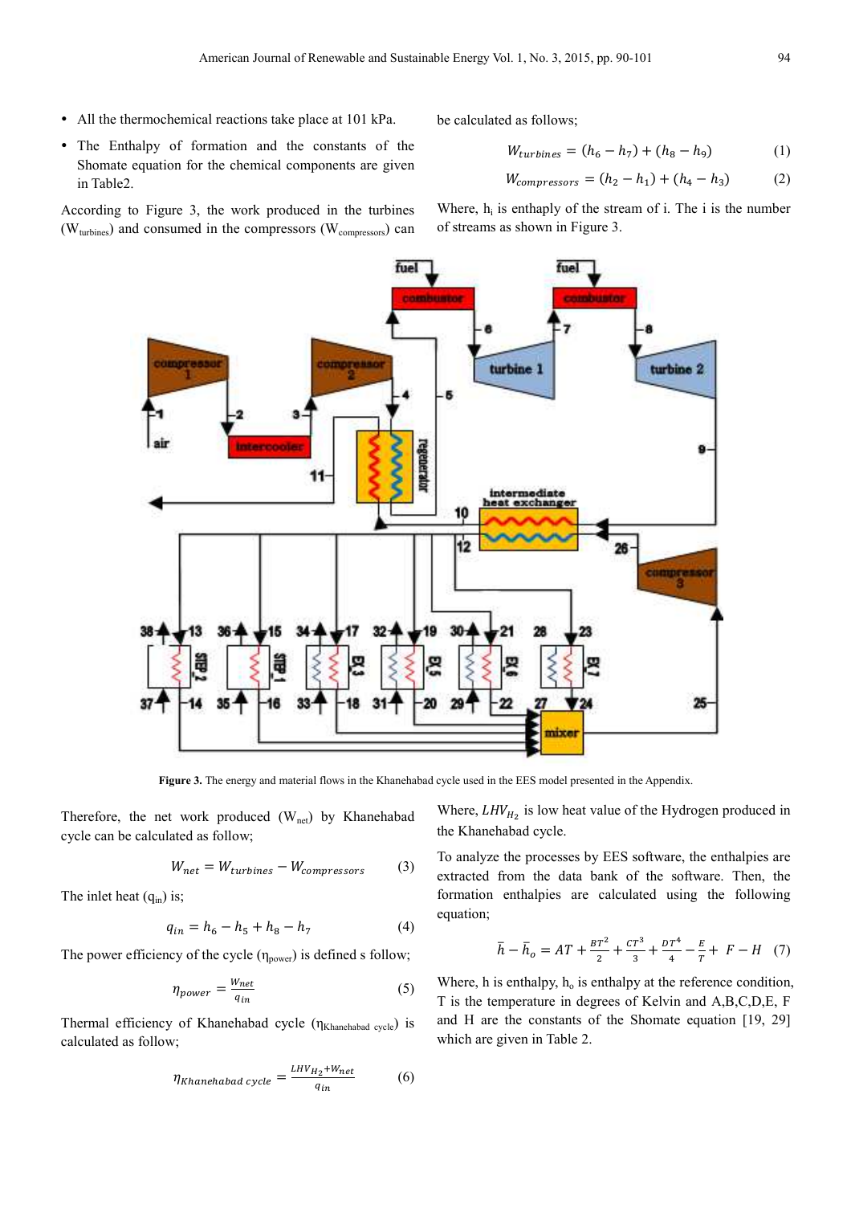- All the thermochemical reactions take place at 101 kPa.
- The Enthalpy of formation and the constants of the Shomate equation for the chemical components are given in Table2.

According to Figure 3, the work produced in the turbines ($W_{turbines}$) and consumed in the compressors ($W_{compressors}$) can be calculated as follows;

$$W_{turbines} = (h_6 - h_7) + (h_8 - h_9) \quad (1)$$

$$W_{compressors} = (h_2 - h_1) + (h_4 - h_3) \quad (2)$$

Where, $h_i$ is enthalpy of the stream of i. The i is the number of streams as shown in Figure 3.

**Figure 3.** The energy and material flows in the Khanehabad cycle used in the EES model presented in the Appendix.

Therefore, the net work produced ($W_{net}$) by Khanehabad cycle can be calculated as follow;

$$W_{net} = W_{turbines} - W_{compressors} \quad (3)$$

The inlet heat ($q_{in}$) is;

$$q_{in} = h_6 - h_5 + h_8 - h_7 \quad (4)$$

The power efficiency of the cycle ($\eta_{power}$) is defined s follow;

$$\eta_{power} = \frac{W_{net}}{q_{in}} \quad (5)$$

Thermal efficiency of Khanehabad cycle ($\eta_{Khanehabad\ cycle}$) is calculated as follow;

$$\eta_{Khanehabad\ cycle} = \frac{LHV_{H_2} + W_{net}}{q_{in}} \quad (6)$$

Where, $LHV_{H_2}$ is low heat value of the Hydrogen produced in the Khanehabad cycle.

To analyze the processes by EES software, the enthalpies are extracted from the data bank of the software. Then, the formation enthalpies are calculated using the following equation;

$$\bar{h} - \bar{h}_o = AT + \frac{BT^2}{2} + \frac{CT^3}{3} + \frac{DT^4}{4} - \frac{E}{T} + F - H \quad (7)$$

Where, h is enthalpy, $h_o$ is enthalpy at the reference condition, T is the temperature in degrees of Kelvin and A,B,C,D,E, F and H are the constants of the Shomate equation [19, 29] which are given in Table 2.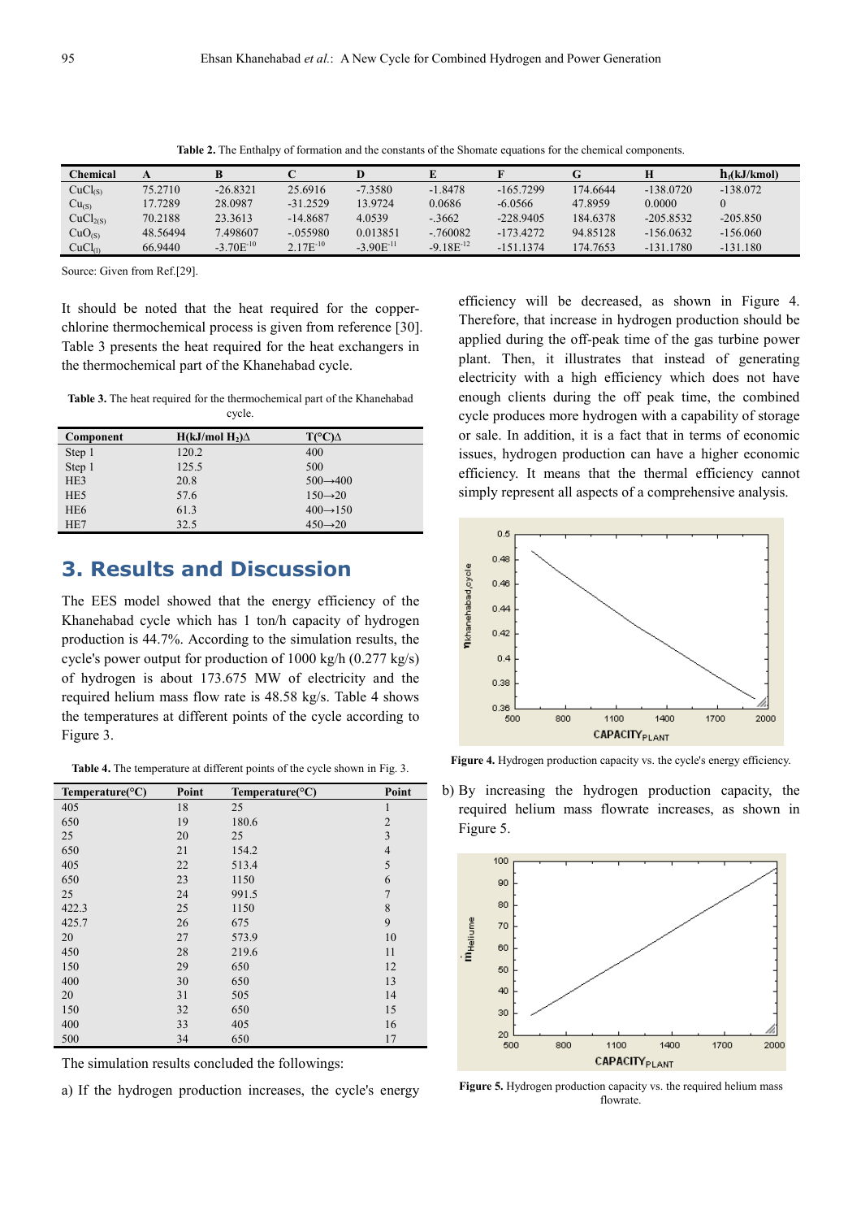**Table 2.** The Enthalpy of formation and the constants of the Shomate equations for the chemical components.

| Chemical | A | B | C | D | E | F | G | H | $h_f$(kJ/kmol) |
|---|---|---|---|---|---|---|---|---|---|
| $CuCl_{(S)}$ | 75.2710 | -26.8321 | 25.6916 | -7.3580 | -1.8478 | -165.7299 | 174.6644 | -138.0720 | -138.072 |
| $Cu_{(S)}$ | 17.7289 | 28.0987 | -31.2529 | 13.9724 | 0.0686 | -6.0566 | 47.8959 | 0.0000 | 0 |
| $CuCl_{2(S)}$ | 70.2188 | 23.3613 | -14.8687 | 4.0539 | -.3662 | -228.9405 | 184.6378 | -205.8532 | -205.850 |
| $CuO_{(S)}$ | 48.56494 | 7.498607 | -.055980 | 0.013851 | -.760082 | -173.4272 | 94.85128 | -156.0632 | -156.060 |
| $CuCl_{(l)}$ | 66.9440 | $-3.70E^{-10}$ | $2.17E^{-10}$ | $-3.90E^{-11}$ | $-9.18E^{-12}$ | -151.1374 | 174.7653 | -131.1780 | -131.180 |

Source: Given from Ref.[29].

It should be noted that the heat required for the copper-chlorine thermochemical process is given from reference [30]. Table 3 presents the heat required for the heat exchangers in the thermochemical part of the Khanehabad cycle.

**Table 3.** The heat required for the thermochemical part of the Khanehabad cycle.

| Component | H(kJ/mol $H_2$)Δ | T(°C)Δ |
|---|---|---|
| Step 1 | 120.2 | 400 |
| Step 1 | 125.5 | 500 |
| HE3 | 20.8 | 500→400 |
| HE5 | 57.6 | 150→20 |
| HE6 | 61.3 | 400→150 |
| HE7 | 32.5 | 450→20 |

## 3. Results and Discussion

The EES model showed that the energy efficiency of the Khanehabad cycle which has 1 ton/h capacity of hydrogen production is 44.7%. According to the simulation results, the cycle's power output for production of 1000 kg/h (0.277 kg/s) of hydrogen is about 173.675 MW of electricity and the required helium mass flow rate is 48.58 kg/s. Table 4 shows the temperatures at different points of the cycle according to Figure 3.

**Table 4.** The temperature at different points of the cycle shown in Fig. 3.

| Temperature(°C) | Point | Temperature(°C) | Point |
|---|---|---|---|
| 405 | 18 | 25 | 1 |
| 650 | 19 | 180.6 | 2 |
| 25 | 20 | 25 | 3 |
| 650 | 21 | 154.2 | 4 |
| 405 | 22 | 513.4 | 5 |
| 650 | 23 | 1150 | 6 |
| 25 | 24 | 991.5 | 7 |
| 422.3 | 25 | 1150 | 8 |
| 425.7 | 26 | 675 | 9 |
| 20 | 27 | 573.9 | 10 |
| 450 | 28 | 219.6 | 11 |
| 150 | 29 | 650 | 12 |
| 400 | 30 | 650 | 13 |
| 20 | 31 | 505 | 14 |
| 150 | 32 | 650 | 15 |
| 400 | 33 | 405 | 16 |
| 500 | 34 | 650 | 17 |

The simulation results concluded the followings:

a) If the hydrogen production increases, the cycle's energy efficiency will be decreased, as shown in Figure 4. Therefore, that increase in hydrogen production should be applied during the off-peak time of the gas turbine power plant. Then, it illustrates that instead of generating electricity with a high efficiency which does not have enough clients during the off peak time, the combined cycle produces more hydrogen with a capability of storage or sale. In addition, it is a fact that in terms of economic issues, hydrogen production can have a higher economic efficiency. It means that the thermal efficiency cannot simply represent all aspects of a comprehensive analysis.

**Figure 4.** Hydrogen production capacity vs. the cycle's energy efficiency.

b) By increasing the hydrogen production capacity, the required helium mass flowrate increases, as shown in Figure 5.

**Figure 5.** Hydrogen production capacity vs. the required helium mass flowrate.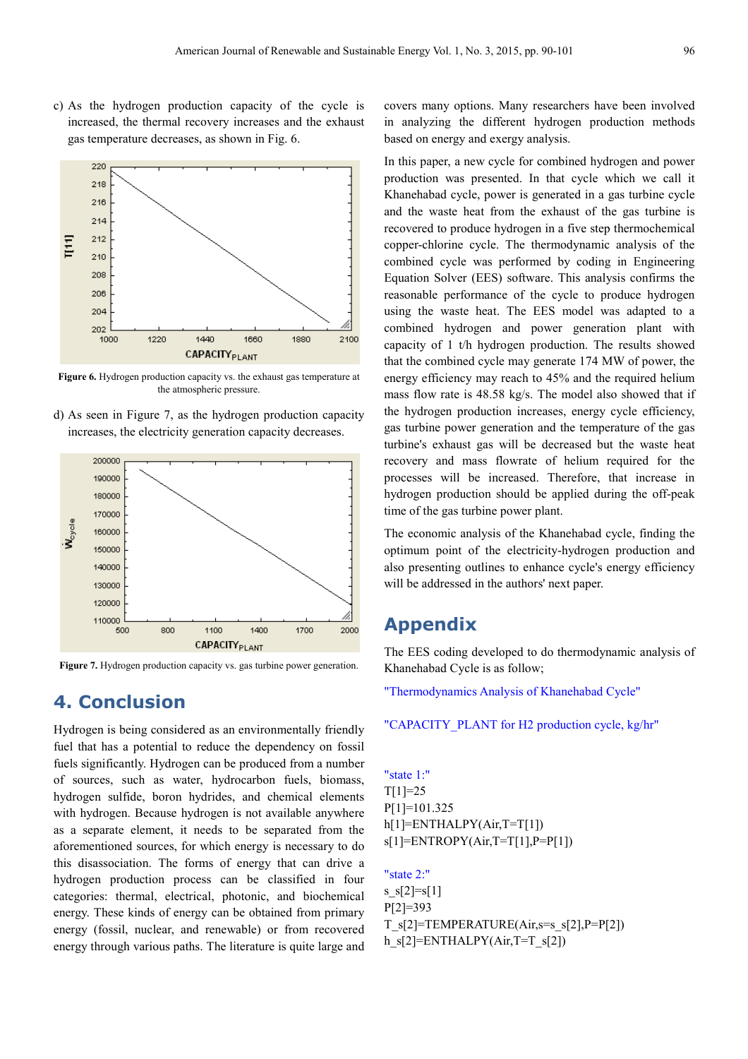c) As the hydrogen production capacity of the cycle is increased, the thermal recovery increases and the exhaust gas temperature decreases, as shown in Fig. 6.

**Figure 6.** Hydrogen production capacity vs. the exhaust gas temperature at the atmospheric pressure.

d) As seen in Figure 7, as the hydrogen production capacity increases, the electricity generation capacity decreases.

**Figure 7.** Hydrogen production capacity vs. gas turbine power generation.

## 4. Conclusion

Hydrogen is being considered as an environmentally friendly fuel that has a potential to reduce the dependency on fossil fuels significantly. Hydrogen can be produced from a number of sources, such as water, hydrocarbon fuels, biomass, hydrogen sulfide, boron hydrides, and chemical elements with hydrogen. Because hydrogen is not available anywhere as a separate element, it needs to be separated from the aforementioned sources, for which energy is necessary to do this disassociation. The forms of energy that can drive a hydrogen production process can be classified in four categories: thermal, electrical, photonic, and biochemical energy. These kinds of energy can be obtained from primary energy (fossil, nuclear, and renewable) or from recovered energy through various paths. The literature is quite large and covers many options. Many researchers have been involved in analyzing the different hydrogen production methods based on energy and exergy analysis.

In this paper, a new cycle for combined hydrogen and power production was presented. In that cycle which we call it Khanehabad cycle, power is generated in a gas turbine cycle and the waste heat from the exhaust of the gas turbine is recovered to produce hydrogen in a five step thermochemical copper-chlorine cycle. The thermodynamic analysis of the combined cycle was performed by coding in Engineering Equation Solver (EES) software. This analysis confirms the reasonable performance of the cycle to produce hydrogen using the waste heat. The EES model was adapted to a combined hydrogen and power generation plant with capacity of 1 t/h hydrogen production. The results showed that the combined cycle may generate 174 MW of power, the energy efficiency may reach to 45% and the required helium mass flow rate is 48.58 kg/s. The model also showed that if the hydrogen production increases, energy cycle efficiency, gas turbine power generation and the temperature of the gas turbine's exhaust gas will be decreased but the waste heat recovery and mass flowrate of helium required for the processes will be increased. Therefore, that increase in hydrogen production should be applied during the off-peak time of the gas turbine power plant.

The economic analysis of the Khanehabad cycle, finding the optimum point of the electricity-hydrogen production and also presenting outlines to enhance cycle's energy efficiency will be addressed in the authors' next paper.

## Appendix

The EES coding developed to do thermodynamic analysis of Khanehabad Cycle is as follow;

```
"Thermodynamics Analysis of Khanehabad Cycle"

"CAPACITY_PLANT for H2 production cycle, kg/hr"


"state 1:"
T[1]=25
P[1]=101.325
h[1]=ENTHALPY(Air,T=T[1])
s[1]=ENTROPY(Air,T=T[1],P=P[1])

"state 2:"
s_s[2]=s[1]
P[2]=393
T_s[2]=TEMPERATURE(Air,s=s_s[2],P=P[2])
h_s[2]=ENTHALPY(Air,T=T_s[2])
```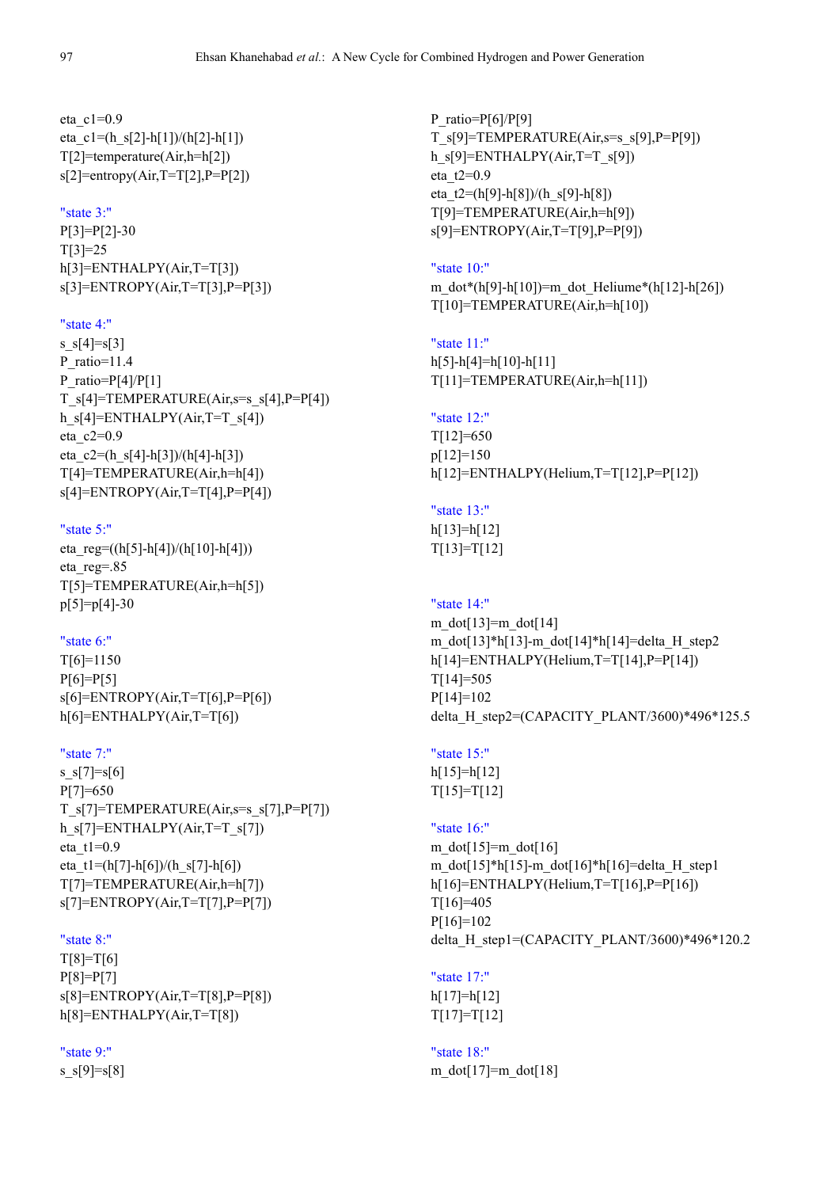```
eta_c1=0.9
eta_c1=(h_s[2]-h[1])/(h[2]-h[1])
T[2]=temperature(Air,h=h[2])
s[2]=entropy(Air,T=T[2],P=P[2])

"state 3:"
P[3]=P[2]-30
T[3]=25
h[3]=ENTHALPY(Air,T=T[3])
s[3]=ENTROPY(Air,T=T[3],P=P[3])

"state 4:"
s_s[4]=s[3]
P_ratio=11.4
P_ratio=P[4]/P[1]
T_s[4]=TEMPERATURE(Air,s=s_s[4],P=P[4])
h_s[4]=ENTHALPY(Air,T=T_s[4])
eta_c2=0.9
eta_c2=(h_s[4]-h[3])/(h[4]-h[3])
T[4]=TEMPERATURE(Air,h=h[4])
s[4]=ENTROPY(Air,T=T[4],P=P[4])

"state 5:"
eta_reg=((h[5]-h[4])/(h[10]-h[4]))
eta_reg=.85
T[5]=TEMPERATURE(Air,h=h[5])
p[5]=p[4]-30

"state 6:"
T[6]=1150
P[6]=P[5]
s[6]=ENTROPY(Air,T=T[6],P=P[6])
h[6]=ENTHALPY(Air,T=T[6])

"state 7:"
s_s[7]=s[6]
P[7]=650
T_s[7]=TEMPERATURE(Air,s=s_s[7],P=P[7])
h_s[7]=ENTHALPY(Air,T=T_s[7])
eta_t1=0.9
eta_t1=(h[7]-h[6])/(h_s[7]-h[6])
T[7]=TEMPERATURE(Air,h=h[7])
s[7]=ENTROPY(Air,T=T[7],P=P[7])

"state 8:"
T[8]=T[6]
P[8]=P[7]
s[8]=ENTROPY(Air,T=T[8],P=P[8])
h[8]=ENTHALPY(Air,T=T[8])

"state 9:"
s_s[9]=s[8]
P_ratio=P[6]/P[9]
T_s[9]=TEMPERATURE(Air,s=s_s[9],P=P[9])
h_s[9]=ENTHALPY(Air,T=T_s[9])
eta_t2=0.9
eta_t2=(h[9]-h[8])/(h_s[9]-h[8])
T[9]=TEMPERATURE(Air,h=h[9])
s[9]=ENTROPY(Air,T=T[9],P=P[9])

"state 10:"
m_dot*(h[9]-h[10])=m_dot_Heliume*(h[12]-h[26])
T[10]=TEMPERATURE(Air,h=h[10])

"state 11:"
h[5]-h[4]=h[10]-h[11]
T[11]=TEMPERATURE(Air,h=h[11])

"state 12:"
T[12]=650
p[12]=150
h[12]=ENTHALPY(Helium,T=T[12],P=P[12])

"state 13:"
h[13]=h[12]
T[13]=T[12]

"state 14:"
m_dot[13]=m_dot[14]
m_dot[13]*h[13]-m_dot[14]*h[14]=delta_H_step2
h[14]=ENTHALPY(Helium,T=T[14],P=P[14])
T[14]=505
P[14]=102
delta_H_step2=(CAPACITY_PLANT/3600)*496*125.5

"state 15:"
h[15]=h[12]
T[15]=T[12]

"state 16:"
m_dot[15]=m_dot[16]
m_dot[15]*h[15]-m_dot[16]*h[16]=delta_H_step1
h[16]=ENTHALPY(Helium,T=T[16],P=P[16])
T[16]=405
P[16]=102
delta_H_step1=(CAPACITY_PLANT/3600)*496*120.2

"state 17:"
h[17]=h[12]
T[17]=T[12]

"state 18:"
m_dot[17]=m_dot[18]
```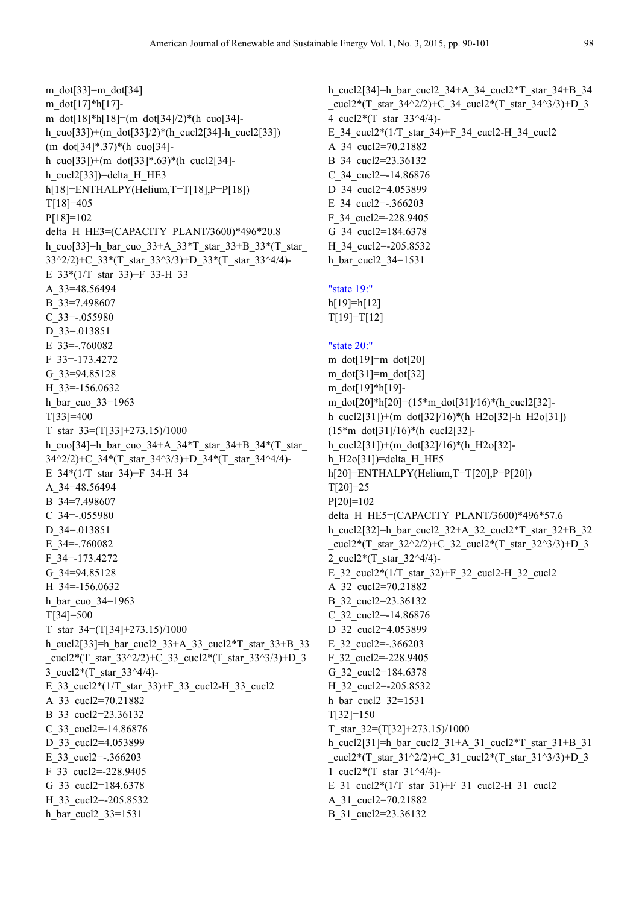```
m_dot[33]=m_dot[34]
m_dot[17]*h[17]-
m_dot[18]*h[18]=(m_dot[34]/2)*(h_cuo[34]-
h_cuo[33])+(m_dot[33]/2)*(h_cucl2[34]-h_cucl2[33])
(m_dot[34]*.37)*(h_cuo[34]-
h_cuo[33])+(m_dot[33]*.63)*(h_cucl2[34]-
h_cucl2[33])=delta_H_HE3
h[18]=ENTHALPY(Helium,T=T[18],P=P[18])
T[18]=405
P[18]=102
delta_H_HE3=(CAPACITY_PLANT/3600)*496*20.8
h_cuo[33]=h_bar_cuo_33+A_33*T_star_33+B_33*(T_star_
33^2/2)+C_33*(T_star_33^3/3)+D_33*(T_star_33^4/4)-
E_33*(1/T_star_33)+F_33-H_33
A_33=48.56494
B_33=7.498607
C_33=-.055980
D_33=.013851
E_33=-.760082
F_33=-173.4272
G_33=94.85128
H_33=-156.0632
h_bar_cuo_33=1963
T[33]=400
T_star_33=(T[33]+273.15)/1000
h_cuo[34]=h_bar_cuo_34+A_34*T_star_34+B_34*(T_star_
34^2/2)+C_34*(T_star_34^3/3)+D_34*(T_star_34^4/4)-
E_34*(1/T_star_34)+F_34-H_34
A_34=48.56494
B_34=7.498607
C_34=-.055980
D_34=.013851
E_34=-.760082
F_34=-173.4272
G_34=94.85128
H_34=-156.0632
h_bar_cuo_34=1963
T[34]=500
T_star_34=(T[34]+273.15)/1000
h_cucl2[33]=h_bar_cucl2_33+A_33_cucl2*T_star_33+B_33
_cucl2*(T_star_33^2/2)+C_33_cucl2*(T_star_33^3/3)+D_3
3_cucl2*(T_star_33^4/4)-
E_33_cucl2*(1/T_star_33)+F_33_cucl2-H_33_cucl2
A_33_cucl2=70.21882
B_33_cucl2=23.36132
C_33_cucl2=-14.86876
D_33_cucl2=4.053899
E_33_cucl2=-.366203
F_33_cucl2=-228.9405
G_33_cucl2=184.6378
H_33_cucl2=-205.8532
h_bar_cucl2_33=1531
h_cucl2[34]=h_bar_cucl2_34+A_34_cucl2*T_star_34+B_34
_cucl2*(T_star_34^2/2)+C_34_cucl2*(T_star_34^3/3)+D_3
4_cucl2*(T_star_33^4/4)-
E_34_cucl2*(1/T_star_34)+F_34_cucl2-H_34_cucl2
A_34_cucl2=70.21882
B_34_cucl2=23.36132
C_34_cucl2=-14.86876
D_34_cucl2=4.053899
E_34_cucl2=-.366203
F_34_cucl2=-228.9405
G_34_cucl2=184.6378
H_34_cucl2=-205.8532
h_bar_cucl2_34=1531

"state 19:"
h[19]=h[12]
T[19]=T[12]

"state 20:"
m_dot[19]=m_dot[20]
m_dot[31]=m_dot[32]
m_dot[19]*h[19]-
m_dot[20]*h[20]=(15*m_dot[31]/16)*(h_cucl2[32]-
h_cucl2[31])+(m_dot[32]/16)*(h_H2o[32]-h_H2o[31])
(15*m_dot[31]/16)*(h_cucl2[32]-
h_cucl2[31])+(m_dot[32]/16)*(h_H2o[32]-
h_H2o[31])=delta_H_HE5
h[20]=ENTHALPY(Helium,T=T[20],P=P[20])
T[20]=25
P[20]=102
delta_H_HE5=(CAPACITY_PLANT/3600)*496*57.6
h_cucl2[32]=h_bar_cucl2_32+A_32_cucl2*T_star_32+B_32
_cucl2*(T_star_32^2/2)+C_32_cucl2*(T_star_32^3/3)+D_3
2_cucl2*(T_star_32^4/4)-
E_32_cucl2*(1/T_star_32)+F_32_cucl2-H_32_cucl2
A_32_cucl2=70.21882
B_32_cucl2=23.36132
C_32_cucl2=-14.86876
D_32_cucl2=4.053899
E_32_cucl2=-.366203
F_32_cucl2=-228.9405
G_32_cucl2=184.6378
H_32_cucl2=-205.8532
h_bar_cucl2_32=1531
T[32]=150
T_star_32=(T[32]+273.15)/1000
h_cucl2[31]=h_bar_cucl2_31+A_31_cucl2*T_star_31+B_31
_cucl2*(T_star_31^2/2)+C_31_cucl2*(T_star_31^3/3)+D_3
1_cucl2*(T_star_31^4/4)-
E_31_cucl2*(1/T_star_31)+F_31_cucl2-H_31_cucl2
A_31_cucl2=70.21882
B_31_cucl2=23.36132
```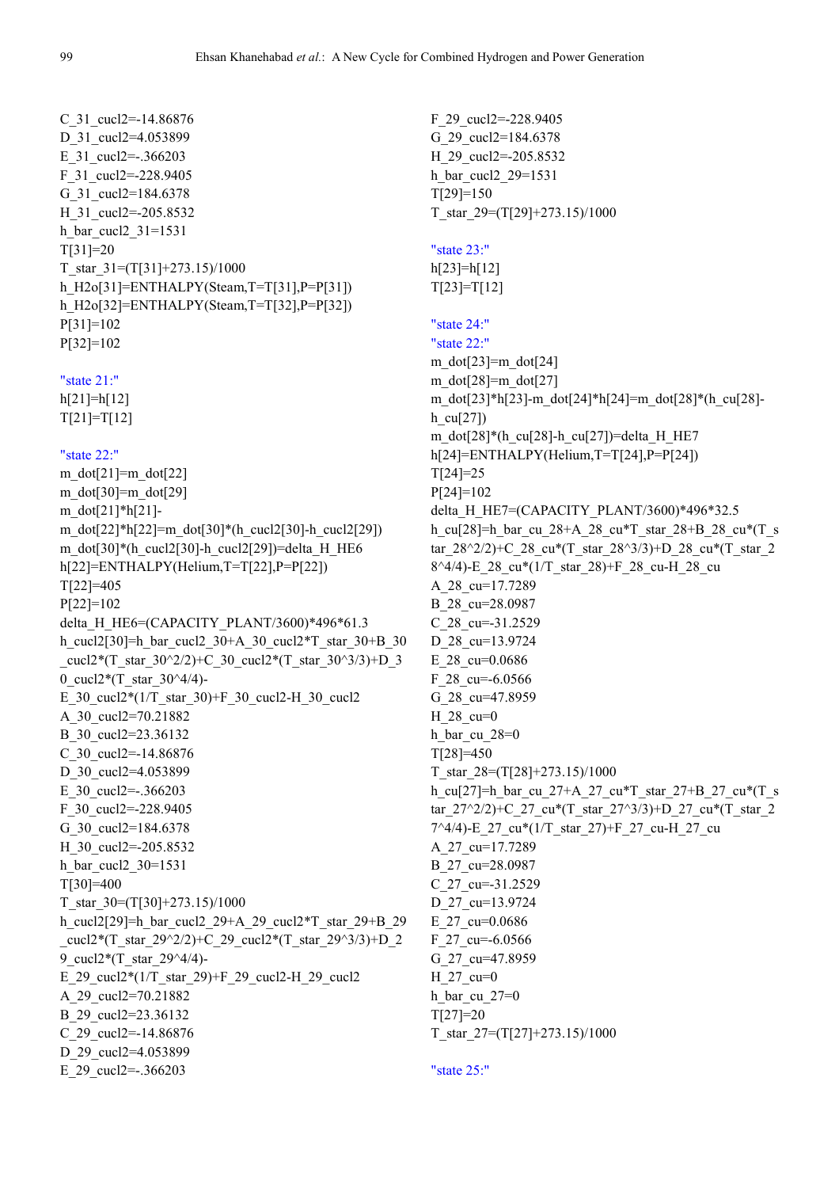```
C_31_cucl2=-14.86876
D_31_cucl2=4.053899
E_31_cucl2=-.366203
F_31_cucl2=-228.9405
G_31_cucl2=184.6378
H_31_cucl2=-205.8532
h_bar_cucl2_31=1531
T[31]=20
T_star_31=(T[31]+273.15)/1000
h_H2o[31]=ENTHALPY(Steam,T=T[31],P=P[31])
h_H2o[32]=ENTHALPY(Steam,T=T[32],P=P[32])
P[31]=102
P[32]=102

"state 21:"
h[21]=h[12]
T[21]=T[12]

"state 22:"
m_dot[21]=m_dot[22]
m_dot[30]=m_dot[29]
m_dot[21]*h[21]-
m_dot[22]*h[22]=m_dot[30]*(h_cucl2[30]-h_cucl2[29])
m_dot[30]*(h_cucl2[30]-h_cucl2[29])=delta_H_HE6
h[22]=ENTHALPY(Helium,T=T[22],P=P[22])
T[22]=405
P[22]=102
delta_H_HE6=(CAPACITY_PLANT/3600)*496*61.3
h_cucl2[30]=h_bar_cucl2_30+A_30_cucl2*T_star_30+B_30
_cucl2*(T_star_30^2/2)+C_30_cucl2*(T_star_30^3/3)+D_3
0_cucl2*(T_star_30^4/4)-
E_30_cucl2*(1/T_star_30)+F_30_cucl2-H_30_cucl2
A_30_cucl2=70.21882
B_30_cucl2=23.36132
C_30_cucl2=-14.86876
D_30_cucl2=4.053899
E_30_cucl2=-.366203
F_30_cucl2=-228.9405
G_30_cucl2=184.6378
H_30_cucl2=-205.8532
h_bar_cucl2_30=1531
T[30]=400
T_star_30=(T[30]+273.15)/1000
h_cucl2[29]=h_bar_cucl2_29+A_29_cucl2*T_star_29+B_29
_cucl2*(T_star_29^2/2)+C_29_cucl2*(T_star_29^3/3)+D_2
9_cucl2*(T_star_29^4/4)-
E_29_cucl2*(1/T_star_29)+F_29_cucl2-H_29_cucl2
A_29_cucl2=70.21882
B_29_cucl2=23.36132
C_29_cucl2=-14.86876
D_29_cucl2=4.053899
E_29_cucl2=-.366203
F_29_cucl2=-228.9405
G_29_cucl2=184.6378
H_29_cucl2=-205.8532
h_bar_cucl2_29=1531
T[29]=150
T_star_29=(T[29]+273.15)/1000

"state 23:"
h[23]=h[12]
T[23]=T[12]

"state 24:"
"state 22:"
m_dot[23]=m_dot[24]
m_dot[28]=m_dot[27]
m_dot[23]*h[23]-m_dot[24]*h[24]=m_dot[28]*(h_cu[28]-
h_cu[27])
m_dot[28]*(h_cu[28]-h_cu[27])=delta_H_HE7
h[24]=ENTHALPY(Helium,T=T[24],P=P[24])
T[24]=25
P[24]=102
delta_H_HE7=(CAPACITY_PLANT/3600)*496*32.5
h_cu[28]=h_bar_cu_28+A_28_cu*T_star_28+B_28_cu*(T_s
tar_28^2/2)+C_28_cu*(T_star_28^3/3)+D_28_cu*(T_star_2
8^4/4)-E_28_cu*(1/T_star_28)+F_28_cu-H_28_cu
A_28_cu=17.7289
B_28_cu=28.0987
C_28_cu=-31.2529
D_28_cu=13.9724
E_28_cu=0.0686
F_28_cu=-6.0566
G_28_cu=47.8959
H_28_cu=0
h_bar_cu_28=0
T[28]=450
T_star_28=(T[28]+273.15)/1000
h_cu[27]=h_bar_cu_27+A_27_cu*T_star_27+B_27_cu*(T_s
tar_27^2/2)+C_27_cu*(T_star_27^3/3)+D_27_cu*(T_star_2
7^4/4)-E_27_cu*(1/T_star_27)+F_27_cu-H_27_cu
A_27_cu=17.7289
B_27_cu=28.0987
C_27_cu=-31.2529
D_27_cu=13.9724
E_27_cu=0.0686
F_27_cu=-6.0566
G_27_cu=47.8959
H_27_cu=0
h_bar_cu_27=0
T[27]=20
T_star_27=(T[27]+273.15)/1000

"state 25:"
```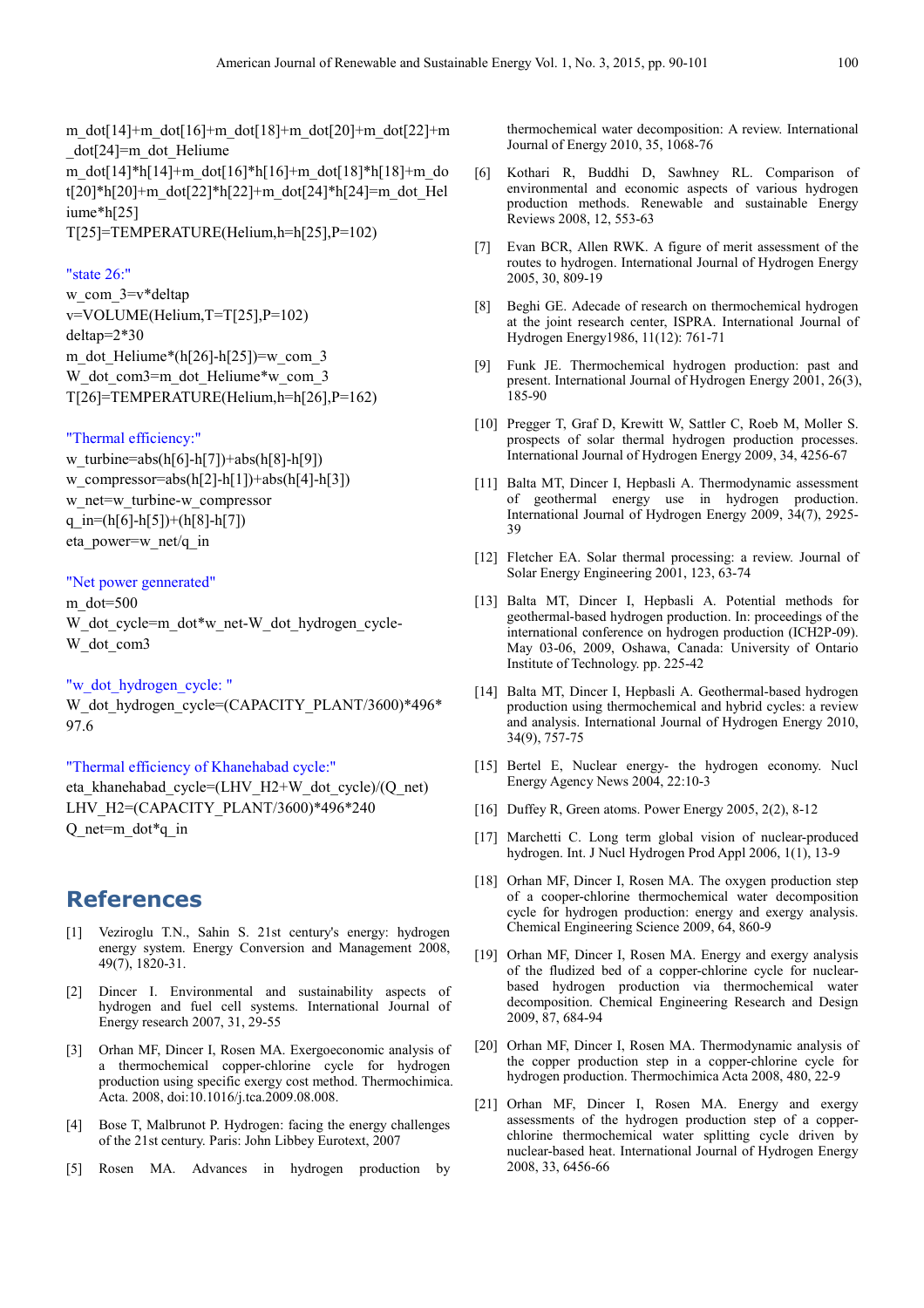```
m_dot[14]+m_dot[16]+m_dot[18]+m_dot[20]+m_dot[22]+m_dot[24]=m_dot_Heliume
m_dot[14]*h[14]+m_dot[16]*h[16]+m_dot[18]*h[18]+m_dot[20]*h[20]+m_dot[22]*h[22]+m_dot[24]*h[24]=m_dot_Heliume*h[25]
T[25]=TEMPERATURE(Helium,h=h[25],P=102)

"state 26:"
w_com_3=v*deltap
v=VOLUME(Helium,T=T[25],P=102)
deltap=2*30
m_dot_Heliume*(h[26]-h[25])=w_com_3
W_dot_com3=m_dot_Heliume*w_com_3
T[26]=TEMPERATURE(Helium,h=h[26],P=162)

"Thermal efficiency:"
w_turbine=abs(h[6]-h[7])+abs(h[8]-h[9])
w_compressor=abs(h[2]-h[1])+abs(h[4]-h[3])
w_net=w_turbine-w_compressor
q_in=(h[6]-h[5])+(h[8]-h[7])
eta_power=w_net/q_in

"Net power gennerated"
m_dot=500
W_dot_cycle=m_dot*w_net-W_dot_hydrogen_cycle-W_dot_com3

"w_dot_hydrogen_cycle: "
W_dot_hydrogen_cycle=(CAPACITY_PLANT/3600)*496*97.6

"Thermal efficiency of Khanehabad cycle:"
eta_khanehabad_cycle=(LHV_H2+W_dot_cycle)/(Q_net)
LHV_H2=(CAPACITY_PLANT/3600)*496*240
Q_net=m_dot*q_in
```

## References

[1] Veziroglu T.N., Sahin S. 21st century's energy: hydrogen energy system. Energy Conversion and Management 2008, 49(7), 1820-31.

[2] Dincer I. Environmental and sustainability aspects of hydrogen and fuel cell systems. International Journal of Energy research 2007, 31, 29-55

[3] Orhan MF, Dincer I, Rosen MA. Exergoeconomic analysis of a thermochemical copper-chlorine cycle for hydrogen production using specific exergy cost method. Thermochimica. Acta. 2008, doi:10.1016/j.tca.2009.08.008.

[4] Bose T, Malbrunot P. Hydrogen: facing the energy challenges of the 21st century. Paris: John Libbey Eurotext, 2007

[5] Rosen MA. Advances in hydrogen production by thermochemical water decomposition: A review. International Journal of Energy 2010, 35, 1068-76

[6] Kothari R, Buddhi D, Sawhney RL. Comparison of environmental and economic aspects of various hydrogen production methods. Renewable and sustainable Energy Reviews 2008, 12, 553-63

[7] Evan BCR, Allen RWK. A figure of merit assessment of the routes to hydrogen. International Journal of Hydrogen Energy 2005, 30, 809-19

[8] Beghi GE. Adecade of research on thermochemical hydrogen at the joint research center, ISPRA. International Journal of Hydrogen Energy1986, 11(12): 761-71

[9] Funk JE. Thermochemical hydrogen production: past and present. International Journal of Hydrogen Energy 2001, 26(3), 185-90

[10] Pregger T, Graf D, Krewitt W, Sattler C, Roeb M, Moller S. prospects of solar thermal hydrogen production processes. International Journal of Hydrogen Energy 2009, 34, 4256-67

[11] Balta MT, Dincer I, Hepbasli A. Thermodynamic assessment of geothermal energy use in hydrogen production. International Journal of Hydrogen Energy 2009, 34(7), 2925-39

[12] Fletcher EA. Solar thermal processing: a review. Journal of Solar Energy Engineering 2001, 123, 63-74

[13] Balta MT, Dincer I, Hepbasli A. Potential methods for geothermal-based hydrogen production. In: proceedings of the international conference on hydrogen production (ICH2P-09). May 03-06, 2009, Oshawa, Canada: University of Ontario Institute of Technology. pp. 225-42

[14] Balta MT, Dincer I, Hepbasli A. Geothermal-based hydrogen production using thermochemical and hybrid cycles: a review and analysis. International Journal of Hydrogen Energy 2010, 34(9), 757-75

[15] Bertel E, Nuclear energy- the hydrogen economy. Nucl Energy Agency News 2004, 22:10-3

[16] Duffey R, Green atoms. Power Energy 2005, 2(2), 8-12

[17] Marchetti C. Long term global vision of nuclear-produced hydrogen. Int. J Nucl Hydrogen Prod Appl 2006, 1(1), 13-9

[18] Orhan MF, Dincer I, Rosen MA. The oxygen production step of a cooper-chlorine thermochemical water decomposition cycle for hydrogen production: energy and exergy analysis. Chemical Engineering Science 2009, 64, 860-9

[19] Orhan MF, Dincer I, Rosen MA. Energy and exergy analysis of the fludized bed of a copper-chlorine cycle for nuclear-based hydrogen production via thermochemical water decomposition. Chemical Engineering Research and Design 2009, 87, 684-94

[20] Orhan MF, Dincer I, Rosen MA. Thermodynamic analysis of the copper production step in a copper-chlorine cycle for hydrogen production. Thermochimica Acta 2008, 480, 22-9

[21] Orhan MF, Dincer I, Rosen MA. Energy and exergy assessments of the hydrogen production step of a copper-chlorine thermochemical water splitting cycle driven by nuclear-based heat. International Journal of Hydrogen Energy 2008, 33, 6456-66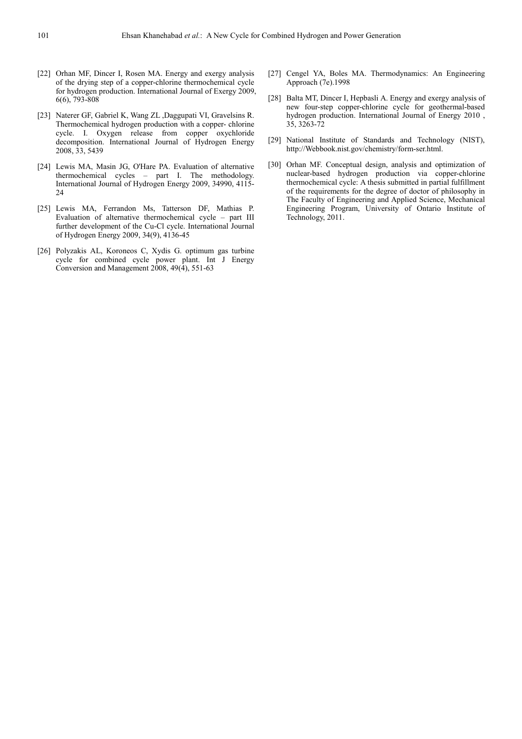[22] Orhan MF, Dincer I, Rosen MA. Energy and exergy analysis of the drying step of a copper-chlorine thermochemical cycle for hydrogen production. International Journal of Exergy 2009, 6(6), 793-808

[23] Naterer GF, Gabriel K, Wang ZL ,Daggupati VI, Gravelsins R. Thermochemical hydrogen production with a copper- chlorine cycle. I. Oxygen release from copper oxychloride decomposition. International Journal of Hydrogen Energy 2008, 33, 5439

[24] Lewis MA, Masin JG, O'Hare PA. Evaluation of alternative thermochemical cycles – part I. The methodology. International Journal of Hydrogen Energy 2009, 34990, 4115-24

[25] Lewis MA, Ferrandon Ms, Tatterson DF, Mathias P. Evaluation of alternative thermochemical cycle – part III further development of the Cu-Cl cycle. International Journal of Hydrogen Energy 2009, 34(9), 4136-45

[26] Polyzakis AL, Koroneos C, Xydis G. optimum gas turbine cycle for combined cycle power plant. Int J Energy Conversion and Management 2008, 49(4), 551-63

[27] Cengel YA, Boles MA. Thermodynamics: An Engineering Approach (7e).1998

[28] Balta MT, Dincer I, Hepbasli A. Energy and exergy analysis of new four-step copper-chlorine cycle for geothermal-based hydrogen production. International Journal of Energy 2010 , 35, 3263-72

[29] National Institute of Standards and Technology (NIST), http://Webbook.nist.gov/chemistry/form-ser.html.

[30] Orhan MF. Conceptual design, analysis and optimization of nuclear-based hydrogen production via copper-chlorine thermochemical cycle: A thesis submitted in partial fulfillment of the requirements for the degree of doctor of philosophy in The Faculty of Engineering and Applied Science, Mechanical Engineering Program, University of Ontario Institute of Technology, 2011.